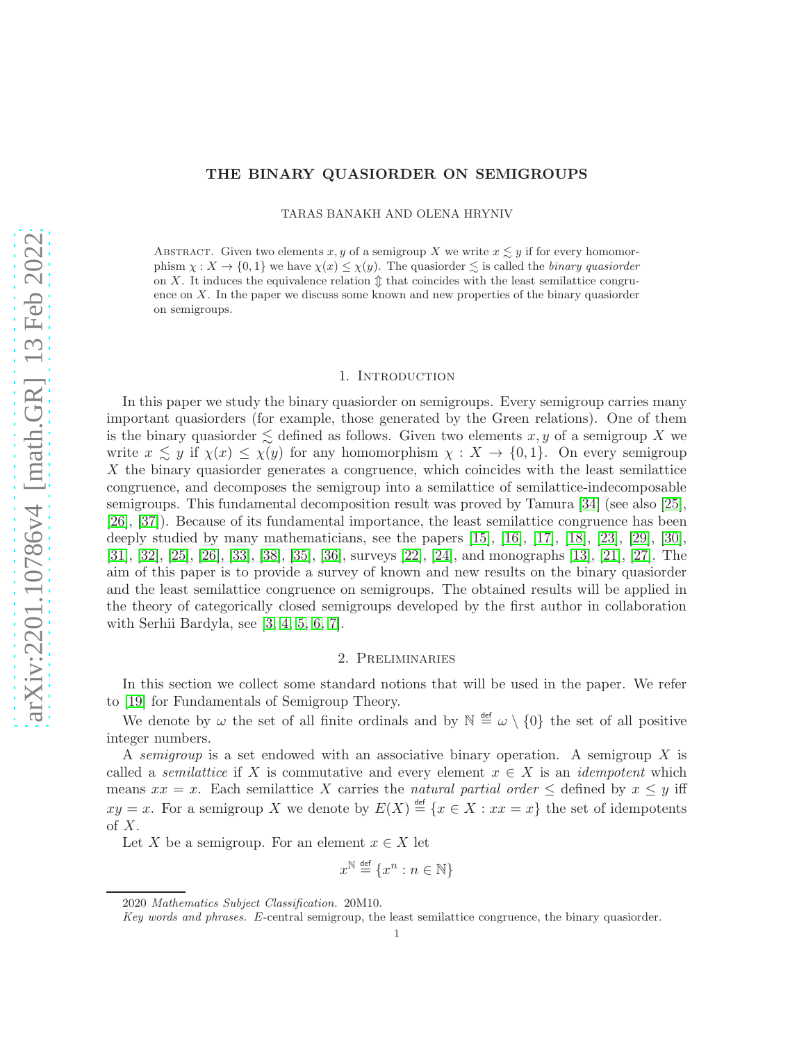# THE BINARY QUASIORDER ON SEMIGROUPS

TARAS BANAKH AND OLENA HRYNIV

Abstract. Given two elements $x, y$ of a semigroup $X$ we write $x \lesssim y$ if for every homomorphism $\chi : X \to \{0, 1\}$ we have $\chi(x) \le \chi(y)$. The quasiorder $\lesssim$ is called the *binary quasiorder* on $X$. It induces the equivalence relation $\Updownarrow$ that coincides with the least semilattice congruence on $X$. In the paper we discuss some known and new properties of the binary quasiorder on semigroups.

## 1. Introduction

In this paper we study the binary quasiorder on semigroups. Every semigroup carries many important quasiorders (for example, those generated by the Green relations). One of them is the binary quasiorder $\lesssim$ defined as follows. Given two elements $x, y$ of a semigroup $X$ we write $x \lesssim y$ if $\chi(x) \le \chi(y)$ for any homomorphism $\chi : X \to \{0, 1\}$. On every semigroup $X$ the binary quasiorder generates a congruence, which coincides with the least semilattice congruence, and decomposes the semigroup into a semilattice of semilattice-indecomposable semigroups. This fundamental decomposition result was proved by Tamura [34] (see also [25], [26], [37]). Because of its fundamental importance, the least semilattice congruence has been deeply studied by many mathematicians, see the papers [15], [16], [17], [18], [23], [29], [30], [31], [32], [25], [26], [33], [38], [35], [36], surveys [22], [24], and monographs [13], [21], [27]. The aim of this paper is to provide a survey of known and new results on the binary quasiorder and the least semilattice congruence on semigroups. The obtained results will be applied in the theory of categorically closed semigroups developed by the first author in collaboration with Serhii Bardyla, see [3, 4, 5, 6, 7].

## 2. Preliminaries

In this section we collect some standard notions that will be used in the paper. We refer to [19] for Fundamentals of Semigroup Theory.

We denote by $\omega$ the set of all finite ordinals and by $\mathbb{N} \overset{\text{def}}{=} \omega \setminus \{0\}$ the set of all positive integer numbers.

A *semigroup* is a set endowed with an associative binary operation. A semigroup $X$ is called a *semilattice* if $X$ is commutative and every element $x \in X$ is an *idempotent* which means $xx = x$. Each semilattice $X$ carries the *natural partial order* $\le$ defined by $x \le y$ iff $xy = x$. For a semigroup $X$ we denote by $E(X) \overset{\text{def}}{=} \{x \in X : xx = x\}$ the set of idempotents of $X$.

Let $X$ be a semigroup. For an element $x \in X$ let

$$x^{\mathbb{N}} \overset{\text{def}}{=} \{x^n : n \in \mathbb{N}\}$$

2020 *Mathematics Subject Classification.* 20M10.

*Key words and phrases.* $E$-central semigroup, the least semilattice congruence, the binary quasiorder.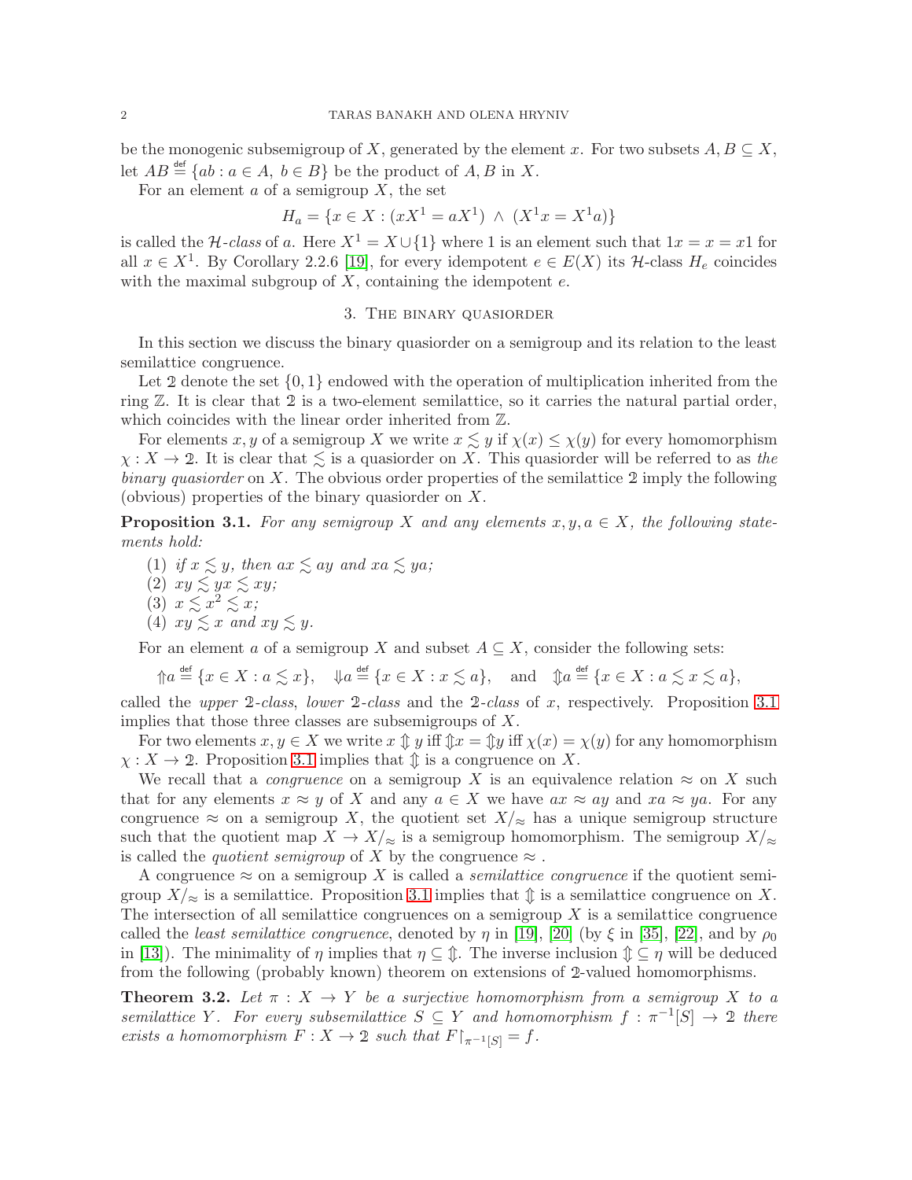be the monogenic subsemigroup of $X$, generated by the element $x$. For two subsets $A, B \subseteq X$, let $AB \stackrel{\text{def}}{=} \{ab : a \in A,\ b \in B\}$ be the product of $A, B$ in $X$.

For an element $a$ of a semigroup $X$, the set

$$H_a = \{x \in X : (xX^1 = aX^1) \ \wedge\ (X^1x = X^1a)\}$$

is called the *$\mathcal{H}$-class* of $a$. Here $X^1 = X \cup \{1\}$ where 1 is an element such that $1x = x = x1$ for all $x \in X^1$. By Corollary 2.2.6 [19], for every idempotent $e \in E(X)$ its $\mathcal{H}$-class $H_e$ coincides with the maximal subgroup of $X$, containing the idempotent $e$.

## 3. The binary quasiorder

In this section we discuss the binary quasiorder on a semigroup and its relation to the least semilattice congruence.

Let $\mathbb{2}$ denote the set $\{0, 1\}$ endowed with the operation of multiplication inherited from the ring $\mathbb{Z}$. It is clear that $\mathbb{2}$ is a two-element semilattice, so it carries the natural partial order, which coincides with the linear order inherited from $\mathbb{Z}$.

For elements $x, y$ of a semigroup $X$ we write $x \lesssim y$ if $\chi(x) \le \chi(y)$ for every homomorphism $\chi : X \to \mathbb{2}$. It is clear that $\lesssim$ is a quasiorder on $X$. This quasiorder will be referred to as *the binary quasiorder* on $X$. The obvious order properties of the semilattice $\mathbb{2}$ imply the following (obvious) properties of the binary quasiorder on $X$.

**Proposition 3.1.** *For any semigroup $X$ and any elements $x, y, a \in X$, the following statements hold:*

1. *if $x \lesssim y$, then $ax \lesssim ay$ and $xa \lesssim ya$;*
2. *$xy \lesssim yx \lesssim xy$;*
3. *$x \lesssim x^2 \lesssim x$;*
4. *$xy \lesssim x$ and $xy \lesssim y$.*

For an element $a$ of a semigroup $X$ and subset $A \subseteq X$, consider the following sets:

$$\Uparrow\! a \stackrel{\text{def}}{=} \{x \in X : a \lesssim x\}, \quad \Downarrow\! a \stackrel{\text{def}}{=} \{x \in X : x \lesssim a\}, \quad \text{and} \quad \Updownarrow\! a \stackrel{\text{def}}{=} \{x \in X : a \lesssim x \lesssim a\},$$

called the *upper $\mathbb{2}$-class*, *lower $\mathbb{2}$-class* and the *$\mathbb{2}$-class* of $x$, respectively. Proposition 3.1 implies that those three classes are subsemigroups of $X$.

For two elements $x, y \in X$ we write $x \Updownarrow y$ iff $\Updownarrow\! x = \Updownarrow\! y$ iff $\chi(x) = \chi(y)$ for any homomorphism $\chi : X \to \mathbb{2}$. Proposition 3.1 implies that $\Updownarrow$ is a congruence on $X$.

We recall that a *congruence* on a semigroup $X$ is an equivalence relation $\approx$ on $X$ such that for any elements $x \approx y$ of $X$ and any $a \in X$ we have $ax \approx ay$ and $xa \approx ya$. For any congruence $\approx$ on a semigroup $X$, the quotient set $X/_\approx$ has a unique semigroup structure such that the quotient map $X \to X/_\approx$ is a semigroup homomorphism. The semigroup $X/_\approx$ is called the *quotient semigroup* of $X$ by the congruence $\approx$.

A congruence $\approx$ on a semigroup $X$ is called a *semilattice congruence* if the quotient semigroup $X/_\approx$ is a semilattice. Proposition 3.1 implies that $\Updownarrow$ is a semilattice congruence on $X$. The intersection of all semilattice congruences on a semigroup $X$ is a semilattice congruence called the *least semilattice congruence*, denoted by $\eta$ in [19], [20] (by $\xi$ in [35], [22], and by $\rho_0$ in [13]). The minimality of $\eta$ implies that $\eta \subseteq \Updownarrow$. The inverse inclusion $\Updownarrow \subseteq \eta$ will be deduced from the following (probably known) theorem on extensions of $\mathbb{2}$-valued homomorphisms.

**Theorem 3.2.** *Let $\pi : X \to Y$ be a surjective homomorphism from a semigroup $X$ to a semilattice $Y$. For every subsemilattice $S \subseteq Y$ and homomorphism $f : \pi^{-1}[S] \to \mathbb{2}$ there exists a homomorphism $F : X \to \mathbb{2}$ such that $F{\restriction}_{\pi^{-1}[S]} = f$.*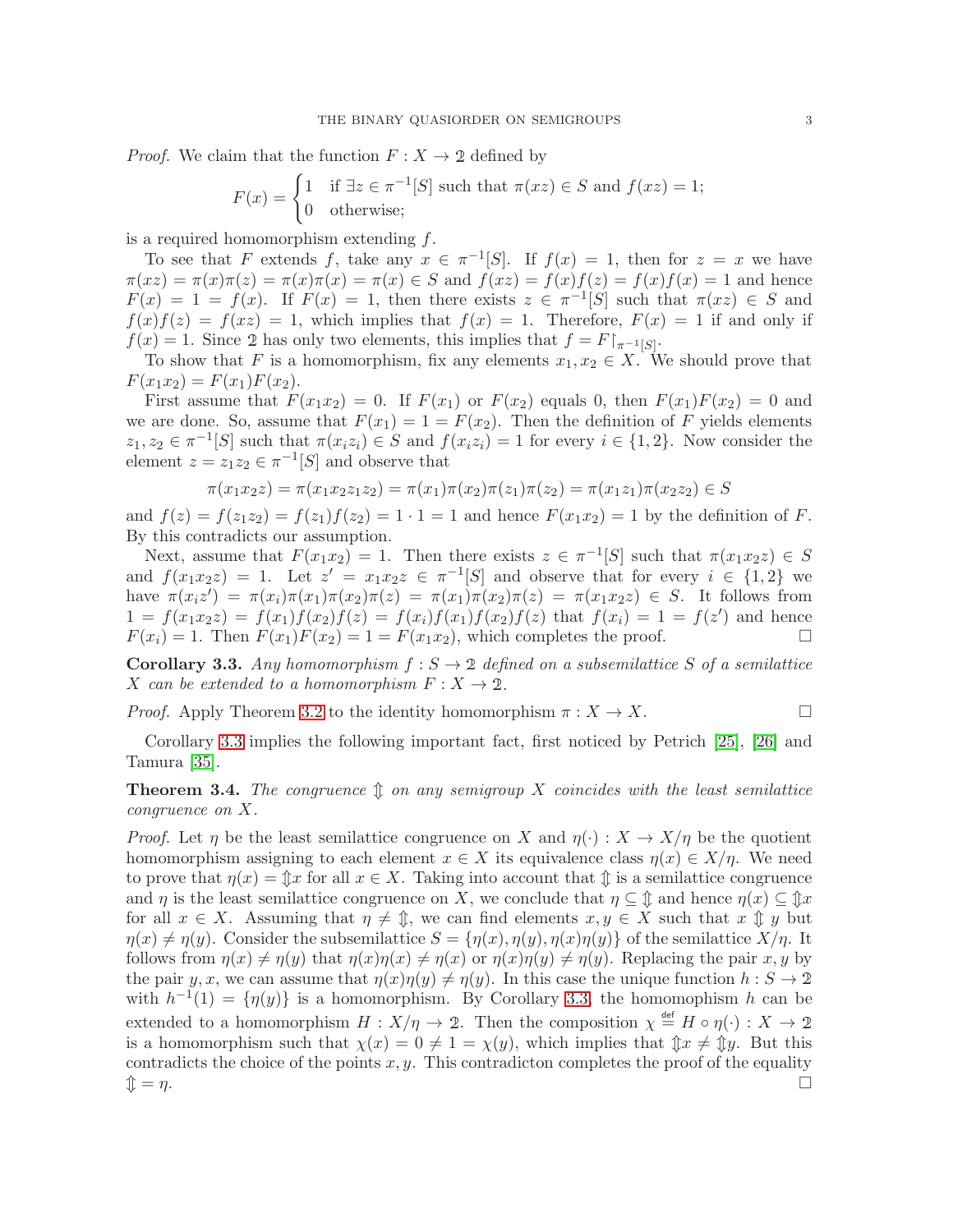*Proof.* We claim that the function $F : X \to 2$ defined by

$$F(x) = \begin{cases} 1 & \text{if } \exists z \in \pi^{-1}[S] \text{ such that } \pi(xz) \in S \text{ and } f(xz) = 1; \\ 0 & \text{otherwise;} \end{cases}$$

is a required homomorphism extending $f$.

To see that $F$ extends $f$, take any $x \in \pi^{-1}[S]$. If $f(x) = 1$, then for $z = x$ we have $\pi(xz) = \pi(x)\pi(z) = \pi(x)\pi(x) = \pi(x) \in S$ and $f(xz) = f(x)f(z) = f(x)f(x) = 1$ and hence $F(x) = 1 = f(x)$. If $F(x) = 1$, then there exists $z \in \pi^{-1}[S]$ such that $\pi(xz) \in S$ and $f(x)f(z) = f(xz) = 1$, which implies that $f(x) = 1$. Therefore, $F(x) = 1$ if and only if $f(x) = 1$. Since $2$ has only two elements, this implies that $f = F{\restriction}_{\pi^{-1}[S]}$.

To show that $F$ is a homomorphism, fix any elements $x_1, x_2 \in X$. We should prove that $F(x_1x_2) = F(x_1)F(x_2)$.

First assume that $F(x_1x_2) = 0$. If $F(x_1)$ or $F(x_2)$ equals 0, then $F(x_1)F(x_2) = 0$ and we are done. So, assume that $F(x_1) = 1 = F(x_2)$. Then the definition of $F$ yields elements $z_1, z_2 \in \pi^{-1}[S]$ such that $\pi(x_iz_i) \in S$ and $f(x_iz_i) = 1$ for every $i \in \{1, 2\}$. Now consider the element $z = z_1z_2 \in \pi^{-1}[S]$ and observe that

$$\pi(x_1x_2z) = \pi(x_1x_2z_1z_2) = \pi(x_1)\pi(x_2)\pi(z_1)\pi(z_2) = \pi(x_1z_1)\pi(x_2z_2) \in S$$

and $f(z) = f(z_1z_2) = f(z_1)f(z_2) = 1 \cdot 1 = 1$ and hence $F(x_1x_2) = 1$ by the definition of $F$. By this contradicts our assumption.

Next, assume that $F(x_1x_2) = 1$. Then there exists $z \in \pi^{-1}[S]$ such that $\pi(x_1x_2z) \in S$ and $f(x_1x_2z) = 1$. Let $z' = x_1x_2z \in \pi^{-1}[S]$ and observe that for every $i \in \{1, 2\}$ we have $\pi(x_iz') = \pi(x_i)\pi(x_1)\pi(x_2)\pi(z) = \pi(x_1)\pi(x_2)\pi(z) = \pi(x_1x_2z) \in S$. It follows from $1 = f(x_1x_2z) = f(x_1)f(x_2)f(z) = f(x_i)f(x_1)f(x_2)f(z)$ that $f(x_i) = 1 = f(z')$ and hence $F(x_i) = 1$. Then $F(x_1)F(x_2) = 1 = F(x_1x_2)$, which completes the proof. □

**Corollary 3.3.** *Any homomorphism $f : S \to 2$ defined on a subsemilattice $S$ of a semilattice $X$ can be extended to a homomorphism $F : X \to 2$.*

*Proof.* Apply Theorem 3.2 to the identity homomorphism $\pi : X \to X$. □

Corollary 3.3 implies the following important fact, first noticed by Petrich [25], [26] and Tamura [35].

**Theorem 3.4.** *The congruence $\Updownarrow$ on any semigroup $X$ coincides with the least semilattice congruence on $X$.*

*Proof.* Let $\eta$ be the least semilattice congruence on $X$ and $\eta(\cdot) : X \to X/\eta$ be the quotient homomorphism assigning to each element $x \in X$ its equivalence class $\eta(x) \in X/\eta$. We need to prove that $\eta(x) = {\Updownarrow}x$ for all $x \in X$. Taking into account that $\Updownarrow$ is a semilattice congruence and $\eta$ is the least semilattice congruence on $X$, we conclude that $\eta \subseteq {\Updownarrow}$ and hence $\eta(x) \subseteq {\Updownarrow}x$ for all $x \in X$. Assuming that $\eta \neq {\Updownarrow}$, we can find elements $x, y \in X$ such that $x \Updownarrow y$ but $\eta(x) \neq \eta(y)$. Consider the subsemilattice $S = \{\eta(x), \eta(y), \eta(x)\eta(y)\}$ of the semilattice $X/\eta$. It follows from $\eta(x) \neq \eta(y)$ that $\eta(x)\eta(x) \neq \eta(x)$ or $\eta(x)\eta(y) \neq \eta(y)$. Replacing the pair $x, y$ by the pair $y, x$, we can assume that $\eta(x)\eta(y) \neq \eta(y)$. In this case the unique function $h : S \to 2$ with $h^{-1}(1) = \{\eta(y)\}$ is a homomorphism. By Corollary 3.3, the homomophism $h$ can be extended to a homomorphism $H : X/\eta \to 2$. Then the composition $\chi \overset{\text{def}}{=} H \circ \eta(\cdot) : X \to 2$ is a homomorphism such that $\chi(x) = 0 \neq 1 = \chi(y)$, which implies that ${\Updownarrow}x \neq {\Updownarrow}y$. But this contradicts the choice of the points $x, y$. This contradicton completes the proof of the equality ${\Updownarrow} = \eta$. □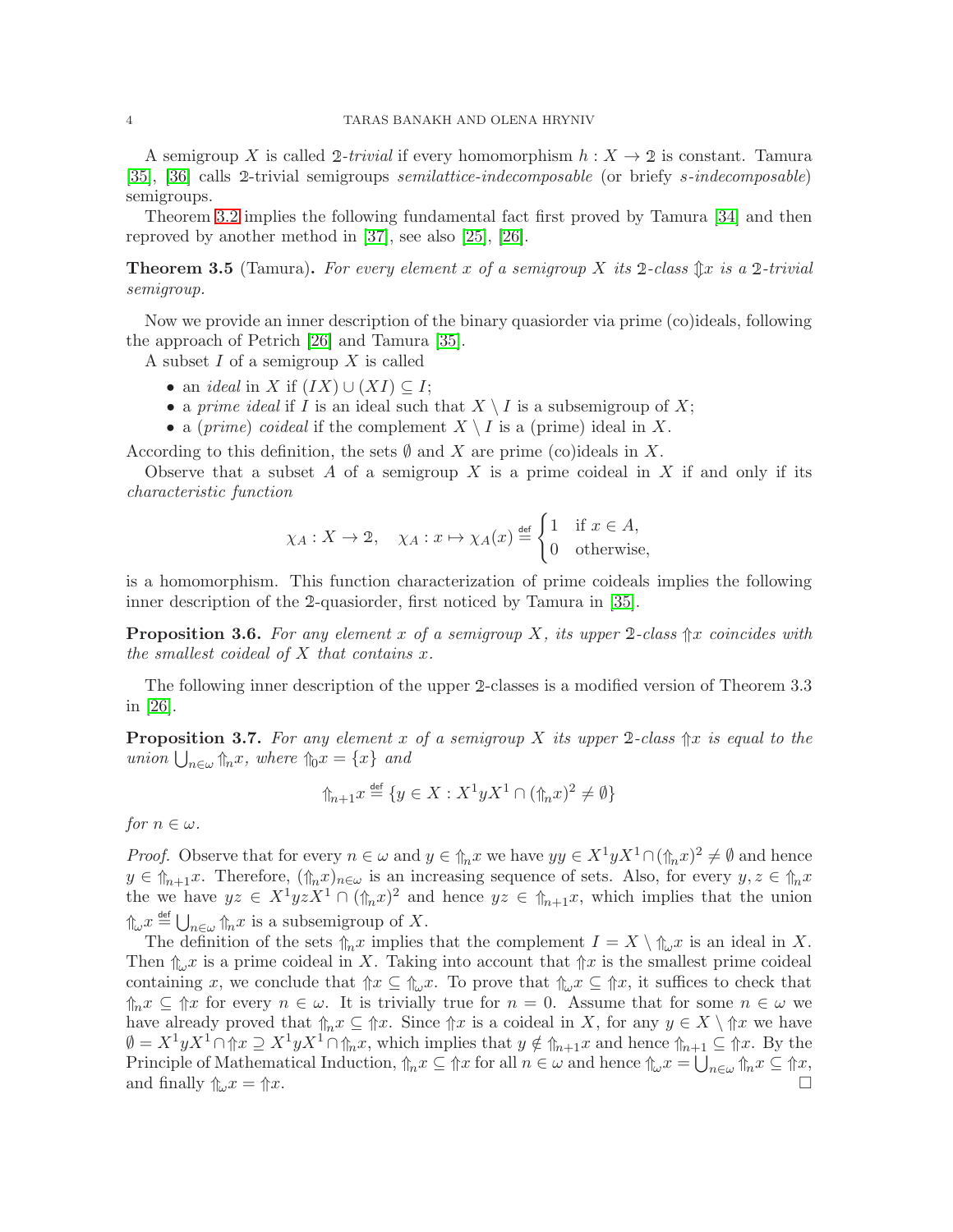A semigroup $X$ is called $\mathbb{2}$-*trivial* if every homomorphism $h : X \to \mathbb{2}$ is constant. Tamura [35], [36] calls $\mathbb{2}$-trivial semigroups *semilattice-indecomposable* (or briefy *s-indecomposable*) semigroups.

Theorem 3.2 implies the following fundamental fact first proved by Tamura [34] and then reproved by another method in [37], see also [25], [26].

**Theorem 3.5** (Tamura). *For every element $x$ of a semigroup $X$ its $\mathbb{2}$-class $\Updownarrow x$ is a $\mathbb{2}$-trivial semigroup.*

Now we provide an inner description of the binary quasiorder via prime (co)ideals, following the approach of Petrich [26] and Tamura [35].

A subset $I$ of a semigroup $X$ is called

- an *ideal* in $X$ if $(IX) \cup (XI) \subseteq I$;
- a *prime ideal* if $I$ is an ideal such that $X \setminus I$ is a subsemigroup of $X$;
- a (*prime*) *coideal* if the complement $X \setminus I$ is a (prime) ideal in $X$.

According to this definition, the sets $\emptyset$ and $X$ are prime (co)ideals in $X$.

Observe that a subset $A$ of a semigroup $X$ is a prime coideal in $X$ if and only if its *characteristic function*

$$\chi_A : X \to \mathbb{2}, \quad \chi_A : x \mapsto \chi_A(x) \overset{\text{def}}{=} \begin{cases} 1 & \text{if } x \in A, \\ 0 & \text{otherwise,} \end{cases}$$

is a homomorphism. This function characterization of prime coideals implies the following inner description of the $\mathbb{2}$-quasiorder, first noticed by Tamura in [35].

**Proposition 3.6.** *For any element $x$ of a semigroup $X$, its upper $\mathbb{2}$-class $\Uparrow x$ coincides with the smallest coideal of $X$ that contains $x$.*

The following inner description of the upper $\mathbb{2}$-classes is a modified version of Theorem 3.3 in [26].

**Proposition 3.7.** *For any element $x$ of a semigroup $X$ its upper $\mathbb{2}$-class $\Uparrow x$ is equal to the union $\bigcup_{n\in\omega} \Uparrow_n x$, where $\Uparrow_0 x = \{x\}$ and*

$$\Uparrow_{n+1} x \overset{\text{def}}{=} \{y \in X : X^1 y X^1 \cap (\Uparrow_n x)^2 \neq \emptyset\}$$

*for $n \in \omega$.*

*Proof.* Observe that for every $n \in \omega$ and $y \in \Uparrow_n x$ we have $yy \in X^1 y X^1 \cap (\Uparrow_n x)^2 \neq \emptyset$ and hence $y \in \Uparrow_{n+1} x$. Therefore, $(\Uparrow_n x)_{n\in\omega}$ is an increasing sequence of sets. Also, for every $y, z \in \Uparrow_n x$ the we have $yz \in X^1 yz X^1 \cap (\Uparrow_n x)^2$ and hence $yz \in \Uparrow_{n+1} x$, which implies that the union $\Uparrow_\omega x \overset{\text{def}}{=} \bigcup_{n\in\omega} \Uparrow_n x$ is a subsemigroup of $X$.

The definition of the sets $\Uparrow_n x$ implies that the complement $I = X \setminus \Uparrow_\omega x$ is an ideal in $X$. Then $\Uparrow_\omega x$ is a prime coideal in $X$. Taking into account that $\Uparrow x$ is the smallest prime coideal containing $x$, we conclude that $\Uparrow x \subseteq \Uparrow_\omega x$. To prove that $\Uparrow_\omega x \subseteq \Uparrow x$, it suffices to check that $\Uparrow_n x \subseteq \Uparrow x$ for every $n \in \omega$. It is trivially true for $n = 0$. Assume that for some $n \in \omega$ we have already proved that $\Uparrow_n x \subseteq \Uparrow x$. Since $\Uparrow x$ is a coideal in $X$, for any $y \in X \setminus \Uparrow x$ we have $\emptyset = X^1 y X^1 \cap \Uparrow x \supseteq X^1 y X^1 \cap \Uparrow_n x$, which implies that $y \notin \Uparrow_{n+1} x$ and hence $\Uparrow_{n+1} \subseteq \Uparrow x$. By the Principle of Mathematical Induction, $\Uparrow_n x \subseteq \Uparrow x$ for all $n \in \omega$ and hence $\Uparrow_\omega x = \bigcup_{n\in\omega} \Uparrow_n x \subseteq \Uparrow x$, and finally $\Uparrow_\omega x = \Uparrow x$. $\square$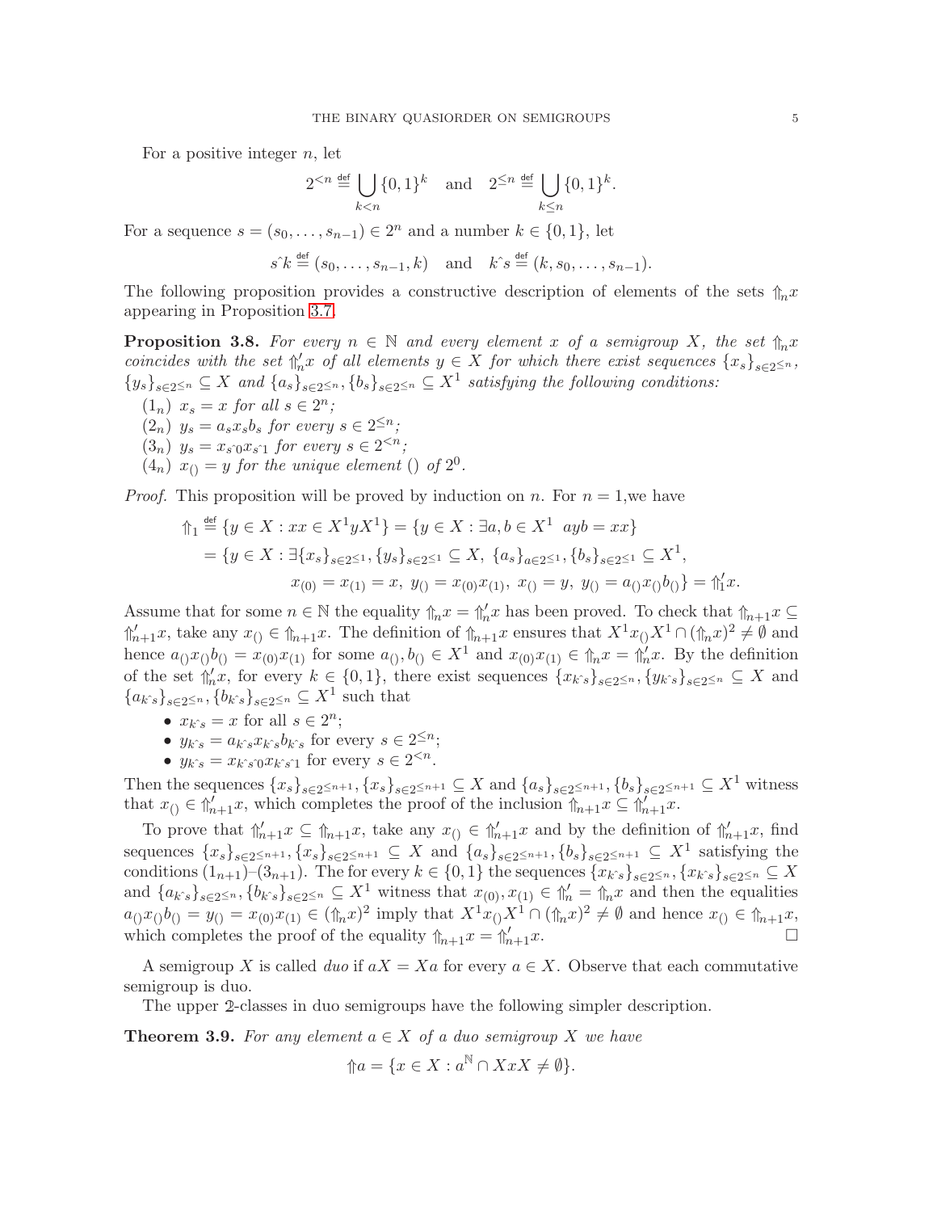For a positive integer $n$, let

$$2^{<n} \overset{\text{def}}{=} \bigcup_{k<n} \{0,1\}^k \quad \text{and} \quad 2^{\le n} \overset{\text{def}}{=} \bigcup_{k\le n} \{0,1\}^k.$$

For a sequence $s = (s_0, \dots, s_{n-1}) \in 2^n$ and a number $k \in \{0,1\}$, let

$$s\hat{\ }k \overset{\text{def}}{=} (s_0, \dots, s_{n-1}, k) \quad \text{and} \quad k\hat{\ }s \overset{\text{def}}{=} (k, s_0, \dots, s_{n-1}).$$

The following proposition provides a constructive description of elements of the sets $\Uparrow_n x$ appearing in Proposition 3.7.

**Proposition 3.8.** *For every $n \in \mathbb{N}$ and every element $x$ of a semigroup $X$, the set $\Uparrow_n x$ coincides with the set $\Uparrow'_n x$ of all elements $y \in X$ for which there exist sequences $\{x_s\}_{s\in 2^{\le n}}$, $\{y_s\}_{s\in 2^{\le n}} \subseteq X$ and $\{a_s\}_{s\in 2^{\le n}}, \{b_s\}_{s\in 2^{\le n}} \subseteq X^1$ satisfying the following conditions:*

- $(1_n)$ *$x_s = x$ for all $s \in 2^n$;*
- $(2_n)$ *$y_s = a_s x_s b_s$ for every $s \in 2^{\le n}$;*
- $(3_n)$ *$y_s = x_{s\hat{\ }0} x_{s\hat{\ }1}$ for every $s \in 2^{<n}$;*
- $(4_n)$ *$x_{()} = y$ for the unique element $()$ of $2^0$.*

*Proof.* This proposition will be proved by induction on $n$. For $n = 1$,we have

$$\begin{aligned}
\Uparrow_1 &\overset{\text{def}}{=} \{y \in X : xx \in X^1 y X^1\} = \{y \in X : \exists a, b \in X^1 \;\; ayb = xx\} \\
&= \{y \in X : \exists \{x_s\}_{s\in 2^{\le 1}}, \{y_s\}_{s\in 2^{\le 1}} \subseteq X,\ \{a_s\}_{a\in 2^{\le 1}}, \{b_s\}_{s\in 2^{\le 1}} \subseteq X^1, \\
&\qquad\qquad x_{(0)} = x_{(1)} = x,\ y_{()} = x_{(0)} x_{(1)},\ x_{()} = y,\ y_{()} = a_{()} x_{()} b_{()}\} = \Uparrow'_1 x.
\end{aligned}$$

Assume that for some $n \in \mathbb{N}$ the equality $\Uparrow_n x = \Uparrow'_n x$ has been proved. To check that $\Uparrow_{n+1} x \subseteq \Uparrow'_{n+1} x$, take any $x_{()} \in \Uparrow_{n+1} x$. The definition of $\Uparrow_{n+1} x$ ensures that $X^1 x_{()} X^1 \cap (\Uparrow_n x)^2 \neq \emptyset$ and hence $a_{()} x_{()} b_{()} = x_{(0)} x_{(1)}$ for some $a_{()}, b_{()} \in X^1$ and $x_{(0)} x_{(1)} \in \Uparrow_n x = \Uparrow'_n x$. By the definition of the set $\Uparrow'_n x$, for every $k \in \{0,1\}$, there exist sequences $\{x_{k\hat{\ }s}\}_{s\in 2^{\le n}}, \{y_{k\hat{\ }s}\}_{s\in 2^{\le n}} \subseteq X$ and $\{a_{k\hat{\ }s}\}_{s\in 2^{\le n}}, \{b_{k\hat{\ }s}\}_{s\in 2^{\le n}} \subseteq X^1$ such that

- $x_{k\hat{\ }s} = x$ for all $s \in 2^n$;
- $y_{k\hat{\ }s} = a_{k\hat{\ }s} x_{k\hat{\ }s} b_{k\hat{\ }s}$ for every $s \in 2^{\le n}$;
- $y_{k\hat{\ }s} = x_{k\hat{\ }s\hat{\ }0} x_{k\hat{\ }s\hat{\ }1}$ for every $s \in 2^{<n}$.

Then the sequences $\{x_s\}_{s\in 2^{\le n+1}}, \{x_s\}_{s\in 2^{\le n+1}} \subseteq X$ and $\{a_s\}_{s\in 2^{\le n+1}}, \{b_s\}_{s\in 2^{\le n+1}} \subseteq X^1$ witness that $x_{()} \in \Uparrow'_{n+1} x$, which completes the proof of the inclusion $\Uparrow_{n+1} x \subseteq \Uparrow'_{n+1} x$.

To prove that $\Uparrow'_{n+1} x \subseteq \Uparrow_{n+1} x$, take any $x_{()} \in \Uparrow'_{n+1} x$ and by the definition of $\Uparrow'_{n+1} x$, find sequences $\{x_s\}_{s\in 2^{\le n+1}}, \{x_s\}_{s\in 2^{\le n+1}} \subseteq X$ and $\{a_s\}_{s\in 2^{\le n+1}}, \{b_s\}_{s\in 2^{\le n+1}} \subseteq X^1$ satisfying the conditions $(1_{n+1})$–$(3_{n+1})$. The for every $k \in \{0,1\}$ the sequences $\{x_{k\hat{\ }s}\}_{s\in 2^{\le n}}, \{x_{k\hat{\ }s}\}_{s\in 2^{\le n}} \subseteq X$ and $\{a_{k\hat{\ }s}\}_{s\in 2^{\le n}}, \{b_{k\hat{\ }s}\}_{s\in 2^{\le n}} \subseteq X^1$ witness that $x_{(0)}, x_{(1)} \in \Uparrow'_n = \Uparrow_n x$ and then the equalities $a_{()} x_{()} b_{()} = y_{()} = x_{(0)} x_{(1)} \in (\Uparrow_n x)^2$ imply that $X^1 x_{()} X^1 \cap (\Uparrow_n x)^2 \neq \emptyset$ and hence $x_{()} \in \Uparrow_{n+1} x$, which completes the proof of the equality $\Uparrow_{n+1} x = \Uparrow'_{n+1} x$. $\square$

A semigroup $X$ is called *duo* if $aX = Xa$ for every $a \in X$. Observe that each commutative semigroup is duo.

The upper $\mathbb{2}$-classes in duo semigroups have the following simpler description.

**Theorem 3.9.** *For any element $a \in X$ of a duo semigroup $X$ we have*

$$\Uparrow a = \{x \in X : a^{\mathbb{N}} \cap XxX \neq \emptyset\}.$$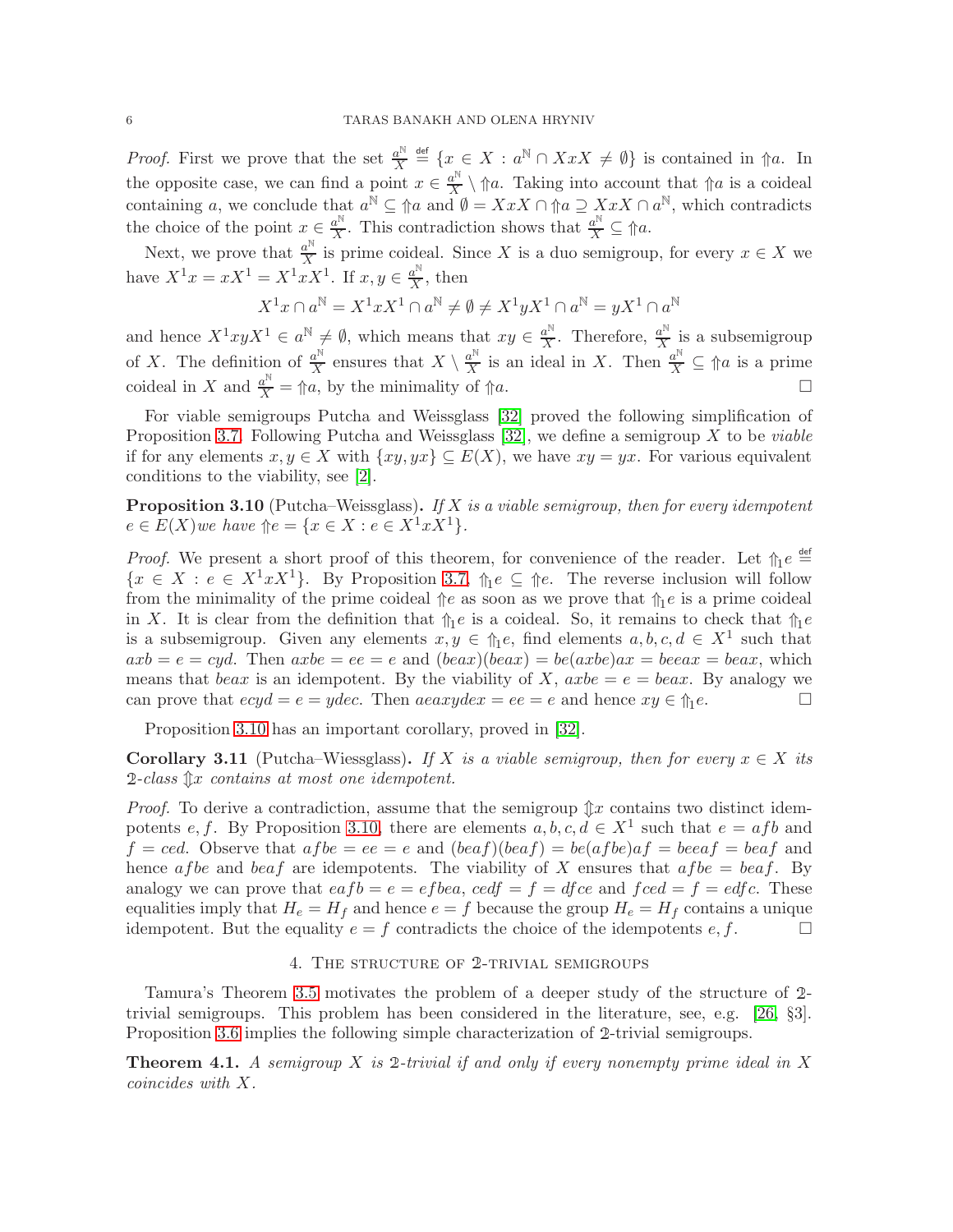*Proof.* First we prove that the set $\frac{a^{\mathbb N}}{X} \overset{\text{def}}{=} \{x \in X : a^{\mathbb N} \cap XxX \neq \emptyset\}$ is contained in $\Uparrow a$. In the opposite case, we can find a point $x \in \frac{a^{\mathbb N}}{X} \setminus \Uparrow a$. Taking into account that $\Uparrow a$ is a coideal containing $a$, we conclude that $a^{\mathbb N} \subseteq \Uparrow a$ and $\emptyset = XxX \cap \Uparrow a \supseteq XxX \cap a^{\mathbb N}$, which contradicts the choice of the point $x \in \frac{a^{\mathbb N}}{X}$. This contradiction shows that $\frac{a^{\mathbb N}}{X} \subseteq \Uparrow a$.

Next, we prove that $\frac{a^{\mathbb N}}{X}$ is prime coideal. Since $X$ is a duo semigroup, for every $x \in X$ we have $X^1x = xX^1 = X^1xX^1$. If $x, y \in \frac{a^{\mathbb N}}{X}$, then

$$X^1x \cap a^{\mathbb N} = X^1xX^1 \cap a^{\mathbb N} \neq \emptyset \neq X^1yX^1 \cap a^{\mathbb N} = yX^1 \cap a^{\mathbb N}$$

and hence $X^1xyX^1 \in a^{\mathbb N} \neq \emptyset$, which means that $xy \in \frac{a^{\mathbb N}}{X}$. Therefore, $\frac{a^{\mathbb N}}{X}$ is a subsemigroup of $X$. The definition of $\frac{a^{\mathbb N}}{X}$ ensures that $X \setminus \frac{a^{\mathbb N}}{X}$ is an ideal in $X$. Then $\frac{a^{\mathbb N}}{X} \subseteq \Uparrow a$ is a prime coideal in $X$ and $\frac{a^{\mathbb N}}{X} = \Uparrow a$, by the minimality of $\Uparrow a$. $\square$

For viable semigroups Putcha and Weissglass [32] proved the following simplification of Proposition 3.7. Following Putcha and Weissglass [32], we define a semigroup $X$ to be *viable* if for any elements $x, y \in X$ with $\{xy, yx\} \subseteq E(X)$, we have $xy = yx$. For various equivalent conditions to the viability, see [2].

**Proposition 3.10** (Putcha–Weissglass). *If $X$ is a viable semigroup, then for every idempotent $e \in E(X)$we have $\Uparrow e = \{x \in X : e \in X^1xX^1\}$.*

*Proof.* We present a short proof of this theorem, for convenience of the reader. Let $\Uparrow_1 e \overset{\text{def}}{=} \{x \in X : e \in X^1xX^1\}$. By Proposition 3.7, $\Uparrow_1 e \subseteq \Uparrow e$. The reverse inclusion will follow from the minimality of the prime coideal $\Uparrow e$ as soon as we prove that $\Uparrow_1 e$ is a prime coideal in $X$. It is clear from the definition that $\Uparrow_1 e$ is a coideal. So, it remains to check that $\Uparrow_1 e$ is a subsemigroup. Given any elements $x, y \in \Uparrow_1 e$, find elements $a, b, c, d \in X^1$ such that $axb = e = cyd$. Then $axbe = ee = e$ and $(beax)(beax) = be(axbe)ax = beeax = beax$, which means that $beax$ is an idempotent. By the viability of $X$, $axbe = e = beax$. By analogy we can prove that $ecyd = e = ydec$. Then $aeaxydex = ee = e$ and hence $xy \in \Uparrow_1 e$. $\square$

Proposition 3.10 has an important corollary, proved in [32].

**Corollary 3.11** (Putcha–Wiessglass). *If $X$ is a viable semigroup, then for every $x \in X$ its $\mathbb{2}$-class $\Updownarrow x$ contains at most one idempotent.*

*Proof.* To derive a contradiction, assume that the semigroup $\Updownarrow x$ contains two distinct idempotents $e, f$. By Proposition 3.10, there are elements $a, b, c, d \in X^1$ such that $e = afb$ and $f = ced$. Observe that $afbe = ee = e$ and $(beaf)(beaf) = be(afbe)af = beeaf = beaf$ and hence $afbe$ and $beaf$ are idempotents. The viability of $X$ ensures that $afbe = beaf$. By analogy we can prove that $eafb = e = efbea$, $cedf = f = dfce$ and $fced = f = edfc$. These equalities imply that $H_e = H_f$ and hence $e = f$ because the group $H_e = H_f$ contains a unique idempotent. But the equality $e = f$ contradicts the choice of the idempotents $e, f$. $\square$

## 4. The structure of $\mathbb{2}$-trivial semigroups

Tamura's Theorem 3.5 motivates the problem of a deeper study of the structure of $\mathbb{2}$-trivial semigroups. This problem has been considered in the literature, see, e.g. [26, §3]. Proposition 3.6 implies the following simple characterization of $\mathbb{2}$-trivial semigroups.

**Theorem 4.1.** *A semigroup $X$ is $\mathbb{2}$-trivial if and only if every nonempty prime ideal in $X$ coincides with $X$.*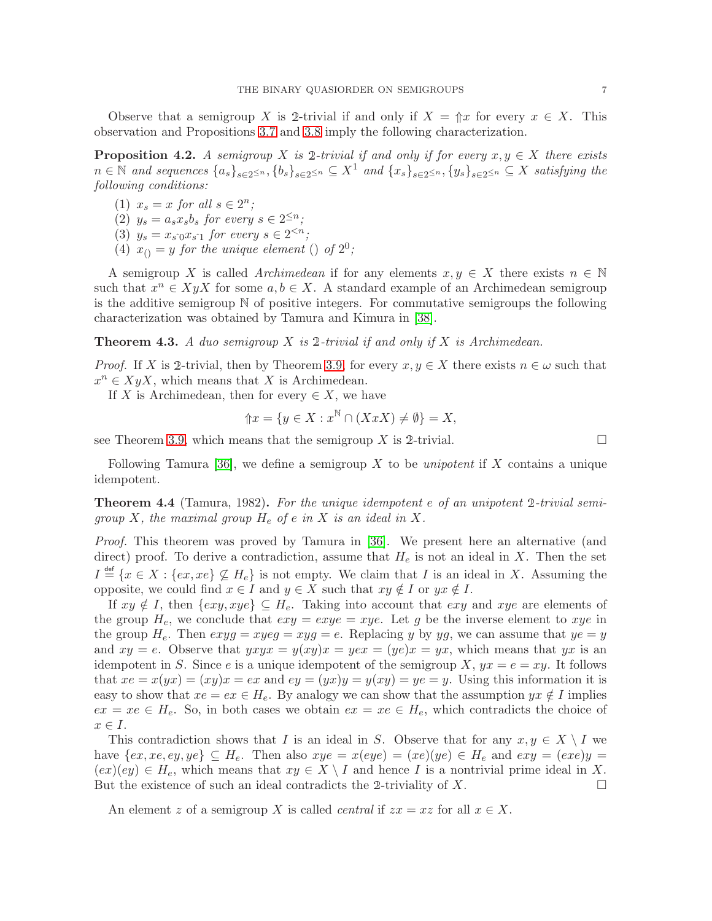Observe that a semigroup $X$ is $\mathsf{2}$-trivial if and only if $X = {\Uparrow}x$ for every $x \in X$. This observation and Propositions 3.7 and 3.8 imply the following characterization.

**Proposition 4.2.** *A semigroup $X$ is $\mathsf{2}$-trivial if and only if for every $x, y \in X$ there exists $n \in \mathbb{N}$ and sequences $\{a_s\}_{s\in 2^{\le n}}, \{b_s\}_{s\in 2^{\le n}} \subseteq X^1$ and $\{x_s\}_{s\in 2^{\le n}}, \{y_s\}_{s\in 2^{\le n}} \subseteq X$ satisfying the following conditions:*

1. *$x_s = x$ for all $s \in 2^n$;*
2. *$y_s = a_s x_s b_s$ for every $s \in 2^{\le n}$;*
3. *$y_s = x_{s\hat{}0} x_{s\hat{}1}$ for every $s \in 2^{<n}$;*
4. *$x_{()} = y$ for the unique element $()$ of $2^0$;*

A semigroup $X$ is called *Archimedean* if for any elements $x, y \in X$ there exists $n \in \mathbb{N}$ such that $x^n \in XyX$ for some $a, b \in X$. A standard example of an Archimedean semigroup is the additive semigroup $\mathbb{N}$ of positive integers. For commutative semigroups the following characterization was obtained by Tamura and Kimura in [38].

**Theorem 4.3.** *A duo semigroup $X$ is $\mathsf{2}$-trivial if and only if $X$ is Archimedean.*

*Proof.* If $X$ is $\mathsf{2}$-trivial, then by Theorem 3.9, for every $x, y \in X$ there exists $n \in \omega$ such that $x^n \in XyX$, which means that $X$ is Archimedean.

If $X$ is Archimedean, then for every $\in X$, we have

$$
{\Uparrow}x = \{y \in X : x^{\mathbb{N}} \cap (XxX) \neq \emptyset\} = X,
$$

see Theorem 3.9, which means that the semigroup $X$ is $\mathsf{2}$-trivial. $\square$

Following Tamura [36], we define a semigroup $X$ to be *unipotent* if $X$ contains a unique idempotent.

**Theorem 4.4** (Tamura, 1982)**.** *For the unique idempotent $e$ of an unipotent $\mathsf{2}$-trivial semigroup $X$, the maximal group $H_e$ of $e$ in $X$ is an ideal in $X$.*

*Proof.* This theorem was proved by Tamura in [36]. We present here an alternative (and direct) proof. To derive a contradiction, assume that $H_e$ is not an ideal in $X$. Then the set $I \overset{\text{def}}{=} \{x \in X : \{ex, xe\} \not\subseteq H_e\}$ is not empty. We claim that $I$ is an ideal in $X$. Assuming the opposite, we could find $x \in I$ and $y \in X$ such that $xy \notin I$ or $yx \notin I$.

If $xy \notin I$, then $\{exy, xye\} \subseteq H_e$. Taking into account that $exy$ and $xye$ are elements of the group $H_e$, we conclude that $exy = exye = xye$. Let $g$ be the inverse element to $xye$ in the group $H_e$. Then $exyg = xyeg = xyg = e$. Replacing $y$ by $yg$, we can assume that $ye = y$ and $xy = e$. Observe that $yxyx = y(xy)x = yex = (ye)x = yx$, which means that $yx$ is an idempotent in $S$. Since $e$ is a unique idempotent of the semigroup $X$, $yx = e = xy$. It follows that $xe = x(yx) = (xy)x = ex$ and $ey = (yx)y = y(xy) = ye = y$. Using this information it is easy to show that $xe = ex \in H_e$. By analogy we can show that the assumption $yx \notin I$ implies $ex = xe \in H_e$. So, in both cases we obtain $ex = xe \in H_e$, which contradicts the choice of $x \in I$.

This contradiction shows that $I$ is an ideal in $S$. Observe that for any $x, y \in X \setminus I$ we have $\{ex, xe, ey, ye\} \subseteq H_e$. Then also $xye = x(eye) = (xe)(ye) \in H_e$ and $exy = (exe)y = (ex)(ey) \in H_e$, which means that $xy \in X \setminus I$ and hence $I$ is a nontrivial prime ideal in $X$. But the existence of such an ideal contradicts the $\mathsf{2}$-triviality of $X$. $\square$

An element $z$ of a semigroup $X$ is called *central* if $zx = xz$ for all $x \in X$.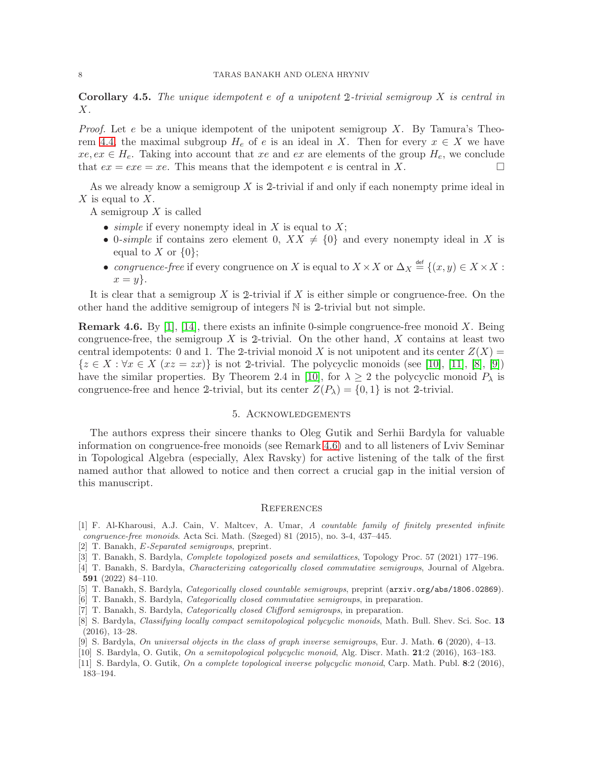**Corollary 4.5.** *The unique idempotent $e$ of a unipotent $\mathsf{2}$-trivial semigroup $X$ is central in $X$.*

*Proof.* Let $e$ be a unique idempotent of the unipotent semigroup $X$. By Tamura's Theorem 4.4, the maximal subgroup $H_e$ of $e$ is an ideal in $X$. Then for every $x \in X$ we have $xe, ex \in H_e$. Taking into account that $xe$ and $ex$ are elements of the group $H_e$, we conclude that $ex = exe = xe$. This means that the idempotent $e$ is central in $X$. □

As we already know a semigroup $X$ is $\mathsf{2}$-trivial if and only if each nonempty prime ideal in $X$ is equal to $X$.

A semigroup $X$ is called

- *simple* if every nonempty ideal in $X$ is equal to $X$;
- 0-*simple* if contains zero element 0, $XX \neq \{0\}$ and every nonempty ideal in $X$ is equal to $X$ or $\{0\}$;
- *congruence-free* if every congruence on $X$ is equal to $X \times X$ or $\Delta_X \overset{\text{def}}{=} \{(x, y) \in X \times X : x = y\}$.

It is clear that a semigroup $X$ is $\mathsf{2}$-trivial if $X$ is either simple or congruence-free. On the other hand the additive semigroup of integers $\mathbb{N}$ is $\mathsf{2}$-trivial but not simple.

**Remark 4.6.** By [1], [14], there exists an infinite 0-simple congruence-free monoid $X$. Being congruence-free, the semigroup $X$ is $\mathsf{2}$-trivial. On the other hand, $X$ contains at least two central idempotents: 0 and 1. The $\mathsf{2}$-trivial monoid $X$ is not unipotent and its center $Z(X) = \{z \in X : \forall x \in X\ (xz = zx)\}$ is not $\mathsf{2}$-trivial. The polycyclic monoids (see [10], [11], [8], [9]) have the similar properties. By Theorem 2.4 in [10], for $\lambda \geq 2$ the polycyclic monoid $P_\lambda$ is congruence-free and hence $\mathsf{2}$-trivial, but its center $Z(P_\lambda) = \{0, 1\}$ is not $\mathsf{2}$-trivial.

## 5. Acknowledgements

The authors express their sincere thanks to Oleg Gutik and Serhii Bardyla for valuable information on congruence-free monoids (see Remark 4.6) and to all listeners of Lviv Seminar in Topological Algebra (especially, Alex Ravsky) for active listening of the talk of the first named author that allowed to notice and then correct a crucial gap in the initial version of this manuscript.

## References

[1] F. Al-Kharousi, A.J. Cain, V. Maltcev, A. Umar, *A countable family of finitely presented infinite congruence-free monoids*. Acta Sci. Math. (Szeged) 81 (2015), no. 3-4, 437–445.

[2] T. Banakh, *E-Separated semigroups*, preprint.

[3] T. Banakh, S. Bardyla, *Complete topologized posets and semilattices*, Topology Proc. 57 (2021) 177–196.

[4] T. Banakh, S. Bardyla, *Characterizing categorically closed commutative semigroups*, Journal of Algebra. **591** (2022) 84–110.

[5] T. Banakh, S. Bardyla, *Categorically closed countable semigroups*, preprint (`arxiv.org/abs/1806.02869`).

[6] T. Banakh, S. Bardyla, *Categorically closed commutative semigroups*, in preparation.

[7] T. Banakh, S. Bardyla, *Categorically closed Clifford semigroups*, in preparation.

[8] S. Bardyla, *Classifying locally compact semitopological polycyclic monoids*, Math. Bull. Shev. Sci. Soc. **13** (2016), 13–28.

[9] S. Bardyla, *On universal objects in the class of graph inverse semigroups*, Eur. J. Math. **6** (2020), 4–13.

[10] S. Bardyla, O. Gutik, *On a semitopological polycyclic monoid*, Alg. Discr. Math. **21**:2 (2016), 163–183.

[11] S. Bardyla, O. Gutik, *On a complete topological inverse polycyclic monoid*, Carp. Math. Publ. **8**:2 (2016), 183–194.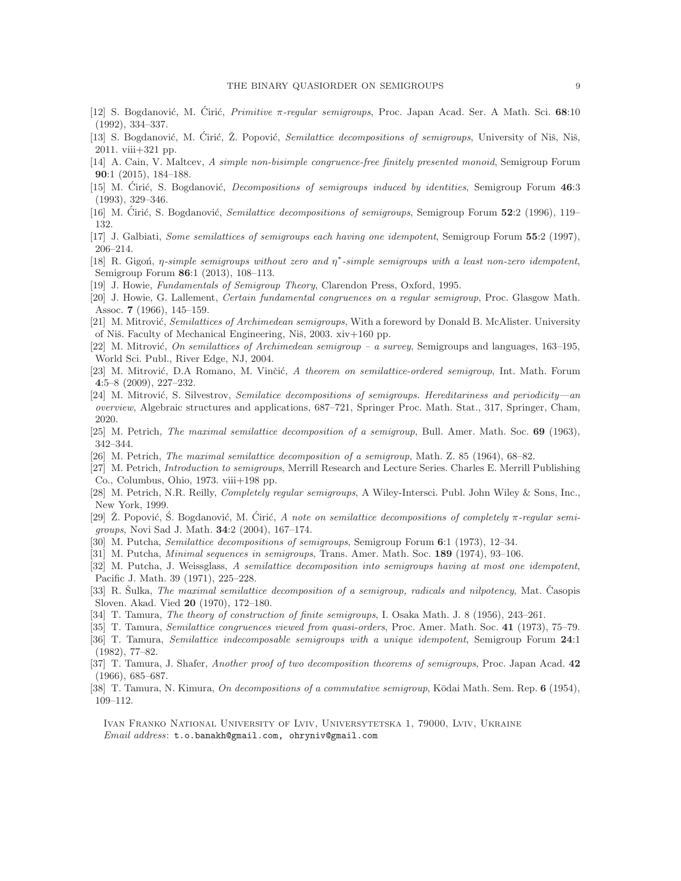[12] S. Bogdanović, M. Ćirić, *Primitive $\pi$-regular semigroups*, Proc. Japan Acad. Ser. A Math. Sci. **68**:10 (1992), 334–337.

[13] S. Bogdanović, M. Ćirić, Ž. Popović, *Semilattice decompositions of semigroups*, University of Niš, Niš, 2011. viii+321 pp.

[14] A. Cain, V. Maltcev, *A simple non-bisimple congruence-free finitely presented monoid*, Semigroup Forum **90**:1 (2015), 184–188.

[15] M. Ćirić, S. Bogdanović, *Decompositions of semigroups induced by identities*, Semigroup Forum **46**:3 (1993), 329–346.

[16] M. Ćirić, S. Bogdanović, *Semilattice decompositions of semigroups*, Semigroup Forum **52**:2 (1996), 119–132.

[17] J. Galbiati, *Some semilattices of semigroups each having one idempotent*, Semigroup Forum **55**:2 (1997), 206–214.

[18] R. Gigoń, *$\eta$-simple semigroups without zero and $\eta^*$-simple semigroups with a least non-zero idempotent*, Semigroup Forum **86**:1 (2013), 108–113.

[19] J. Howie, *Fundamentals of Semigroup Theory*, Clarendon Press, Oxford, 1995.

[20] J. Howie, G. Lallement, *Certain fundamental congruences on a regular semigroup*, Proc. Glasgow Math. Assoc. **7** (1966), 145–159.

[21] M. Mitrović, *Semilattices of Archimedean semigroups*, With a foreword by Donald B. McAlister. University of Niš. Faculty of Mechanical Engineering, Niš, 2003. xiv+160 pp.

[22] M. Mitrović, *On semilattices of Archimedean semigroup – a survey*, Semigroups and languages, 163–195, World Sci. Publ., River Edge, NJ, 2004.

[23] M. Mitrović, D.A Romano, M. Vinčić, *A theorem on semilattice-ordered semigroup*, Int. Math. Forum **4**:5–8 (2009), 227–232.

[24] M. Mitrović, S. Silvestrov, *Semilatice decompositions of semigroups. Hereditariness and periodicity—an overview*, Algebraic structures and applications, 687–721, Springer Proc. Math. Stat., 317, Springer, Cham, 2020.

[25] M. Petrich, *The maximal semilattice decomposition of a semigroup*, Bull. Amer. Math. Soc. **69** (1963), 342–344.

[26] M. Petrich, *The maximal semilattice decomposition of a semigroup*, Math. Z. 85 (1964), 68–82.

[27] M. Petrich, *Introduction to semigroups*, Merrill Research and Lecture Series. Charles E. Merrill Publishing Co., Columbus, Ohio, 1973. viii+198 pp.

[28] M. Petrich, N.R. Reilly, *Completely regular semigroups*, A Wiley-Intersci. Publ. John Wiley & Sons, Inc., New York, 1999.

[29] Ž. Popović, Ś. Bogdanović, M. Ćirić, *A note on semilattice decompositions of completely $\pi$-regular semigroups*, Novi Sad J. Math. **34**:2 (2004), 167–174.

[30] M. Putcha, *Semilattice decompositions of semigroups*, Semigroup Forum **6**:1 (1973), 12–34.

[31] M. Putcha, *Minimal sequences in semigroups*, Trans. Amer. Math. Soc. **189** (1974), 93–106.

[32] M. Putcha, J. Weissglass, *A semilattice decomposition into semigroups having at most one idempotent*, Pacific J. Math. 39 (1971), 225–228.

[33] R. Šulka, *The maximal semilattice decomposition of a semigroup, radicals and nilpotency*, Mat. Časopis Sloven. Akad. Vied **20** (1970), 172–180.

[34] T. Tamura, *The theory of construction of finite semigroups*, I. Osaka Math. J. 8 (1956), 243–261.

[35] T. Tamura, *Semilattice congruences viewed from quasi-orders*, Proc. Amer. Math. Soc. **41** (1973), 75–79.

[36] T. Tamura, *Semilattice indecomposable semigroups with a unique idempotent*, Semigroup Forum **24**:1 (1982), 77–82.

[37] T. Tamura, J. Shafer, *Another proof of two decomposition theorems of semigroups*, Proc. Japan Acad. **42** (1966), 685–687.

[38] T. Tamura, N. Kimura, *On decompositions of a commutative semigroup*, Kōdai Math. Sem. Rep. **6** (1954), 109–112.

Ivan Franko National University of Lviv, Universytetska 1, 79000, Lviv, Ukraine
*Email address*: t.o.banakh@gmail.com, ohryniv@gmail.com